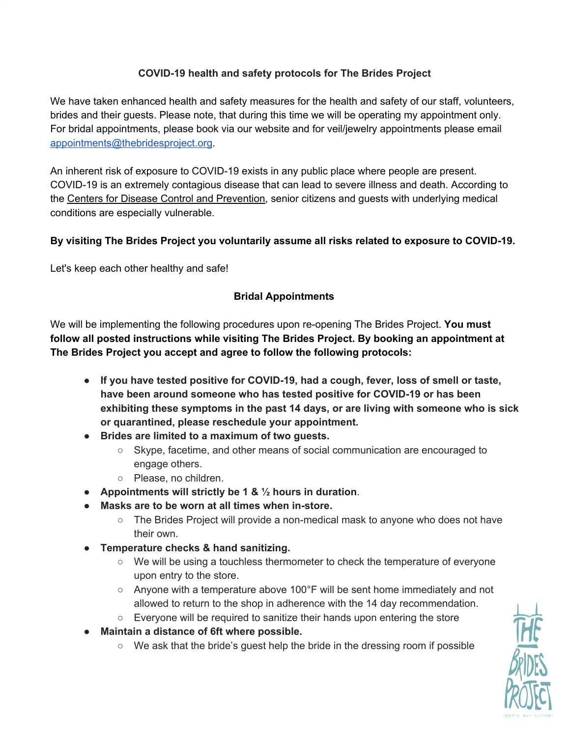**COVID-19 health and safety protocols for The Brides Project**

We have taken enhanced health and safety measures for the health and safety of our staff, volunteers, brides and their guests. Please note, that during this time we will be operating my appointment only. For bridal appointments, please book via our website and for veil/jewelry appointments please email [appointments@thebridesproject.org](mailto:appointments@thebridesproject.org).

An inherent risk of exposure to COVID-19 exists in any public place where people are present. COVID-19 is an extremely contagious disease that can lead to severe illness and death. According to the Centers for Disease Control and Prevention, senior citizens and guests with underlying medical conditions are especially vulnerable.

**By visiting The Brides Project you voluntarily assume all risks related to exposure to COVID-19.**

Let's keep each other healthy and safe!

**Bridal Appointments**

We will be implementing the following procedures upon re-opening The Brides Project. **You must follow all posted instructions while visiting The Brides Project. By booking an appointment at The Brides Project you accept and agree to follow the following protocols:**

- **If you have tested positive for COVID-19, had a cough, fever, loss of smell or taste, have been around someone who has tested positive for COVID-19 or has been exhibiting these symptoms in the past 14 days, or are living with someone who is sick or quarantined, please reschedule your appointment.**
- **Brides are limited to a maximum of two guests.**
  - Skype, facetime, and other means of social communication are encouraged to engage others.
  - Please, no children.
- **Appointments will strictly be 1 & ½ hours in duration**.
- **Masks are to be worn at all times when in-store.**
  - The Brides Project will provide a non-medical mask to anyone who does not have their own.
- **Temperature checks & hand sanitizing.**
  - We will be using a touchless thermometer to check the temperature of everyone upon entry to the store.
  - Anyone with a temperature above 100°F will be sent home immediately and not allowed to return to the shop in adherence with the 14 day recommendation.
  - Everyone will be required to sanitize their hands upon entering the store
- **Maintain a distance of 6ft where possible.**
  - We ask that the bride's guest help the bride in the dressing room if possible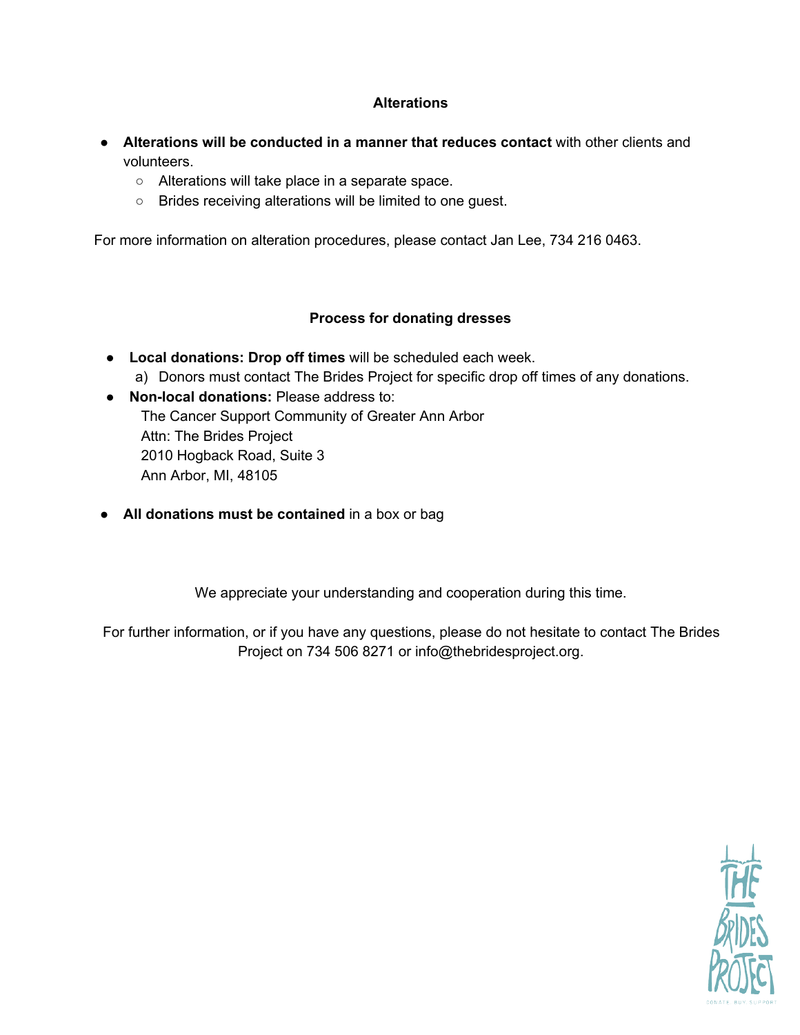## Alterations

- **Alterations will be conducted in a manner that reduces contact** with other clients and volunteers.
  - Alterations will take place in a separate space.
  - Brides receiving alterations will be limited to one guest.

For more information on alteration procedures, please contact Jan Lee, 734 216 0463.

## Process for donating dresses

- **Local donations: Drop off times** will be scheduled each week.
  a) Donors must contact The Brides Project for specific drop off times of any donations.
- **Non-local donations:** Please address to:
  The Cancer Support Community of Greater Ann Arbor
  Attn: The Brides Project
  2010 Hogback Road, Suite 3
  Ann Arbor, MI, 48105

- **All donations must be contained** in a box or bag

We appreciate your understanding and cooperation during this time.

For further information, or if you have any questions, please do not hesitate to contact The Brides Project on 734 506 8271 or info@thebridesproject.org.

THE BRIDES PROJECT
DONATE. BUY. SUPPORT